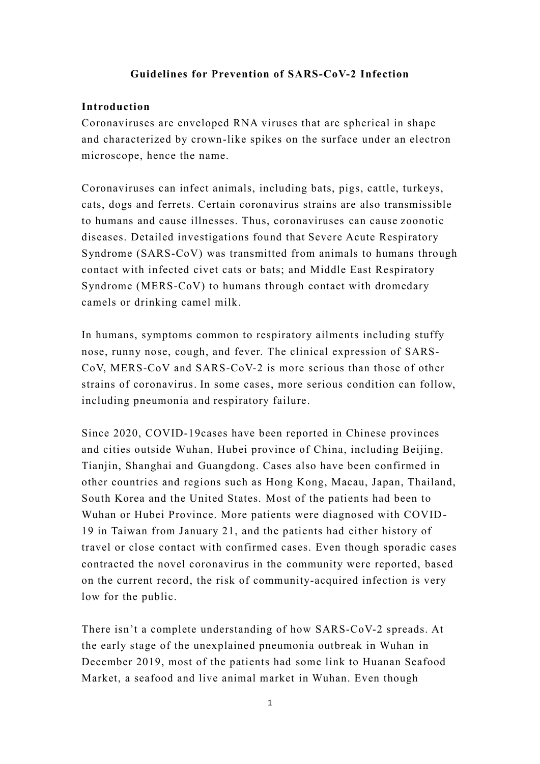# Guidelines for Prevention of SARS-CoV-2 Infection

## Introduction

Coronaviruses are enveloped RNA viruses that are spherical in shape and characterized by crown-like spikes on the surface under an electron microscope, hence the name.

Coronaviruses can infect animals, including bats, pigs, cattle, turkeys, cats, dogs and ferrets. Certain coronavirus strains are also transmissible to humans and cause illnesses. Thus, coronaviruses can cause zoonotic diseases. Detailed investigations found that Severe Acute Respiratory Syndrome (SARS-CoV) was transmitted from animals to humans through contact with infected civet cats or bats; and Middle East Respiratory Syndrome (MERS-CoV) to humans through contact with dromedary camels or drinking camel milk.

In humans, symptoms common to respiratory ailments including stuffy nose, runny nose, cough, and fever. The clinical expression of SARS-CoV, MERS-CoV and SARS-CoV-2 is more serious than those of other strains of coronavirus. In some cases, more serious condition can follow, including pneumonia and respiratory failure.

Since 2020, COVID-19cases have been reported in Chinese provinces and cities outside Wuhan, Hubei province of China, including Beijing, Tianjin, Shanghai and Guangdong. Cases also have been confirmed in other countries and regions such as Hong Kong, Macau, Japan, Thailand, South Korea and the United States. Most of the patients had been to Wuhan or Hubei Province. More patients were diagnosed with COVID-19 in Taiwan from January 21, and the patients had either history of travel or close contact with confirmed cases. Even though sporadic cases contracted the novel coronavirus in the community were reported, based on the current record, the risk of community-acquired infection is very low for the public.

There isn't a complete understanding of how SARS-CoV-2 spreads. At the early stage of the unexplained pneumonia outbreak in Wuhan in December 2019, most of the patients had some link to Huanan Seafood Market, a seafood and live animal market in Wuhan. Even though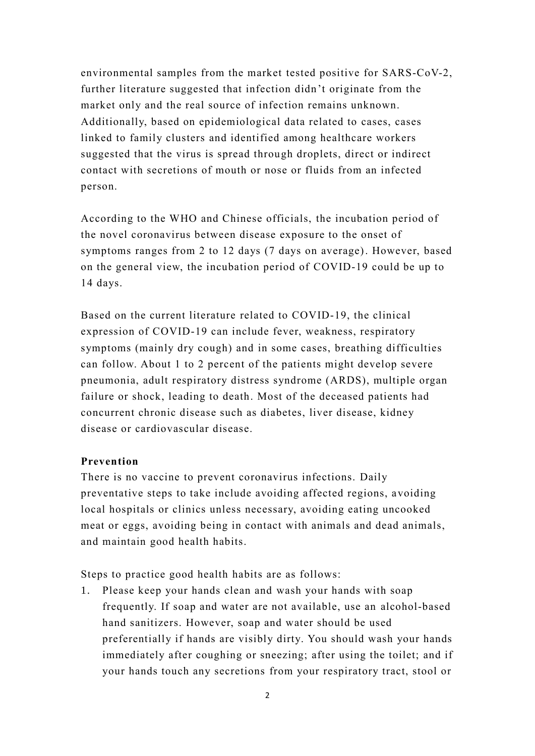environmental samples from the market tested positive for SARS-CoV-2, further literature suggested that infection didn't originate from the market only and the real source of infection remains unknown. Additionally, based on epidemiological data related to cases, cases linked to family clusters and identified among healthcare workers suggested that the virus is spread through droplets, direct or indirect contact with secretions of mouth or nose or fluids from an infected person.

According to the WHO and Chinese officials, the incubation period of the novel coronavirus between disease exposure to the onset of symptoms ranges from 2 to 12 days (7 days on average). However, based on the general view, the incubation period of COVID-19 could be up to 14 days.

Based on the current literature related to COVID-19, the clinical expression of COVID-19 can include fever, weakness, respiratory symptoms (mainly dry cough) and in some cases, breathing difficulties can follow. About 1 to 2 percent of the patients might develop severe pneumonia, adult respiratory distress syndrome (ARDS), multiple organ failure or shock, leading to death. Most of the deceased patients had concurrent chronic disease such as diabetes, liver disease, kidney disease or cardiovascular disease.

**Prevention**

There is no vaccine to prevent coronavirus infections. Daily preventative steps to take include avoiding affected regions, avoiding local hospitals or clinics unless necessary, avoiding eating uncooked meat or eggs, avoiding being in contact with animals and dead animals, and maintain good health habits.

Steps to practice good health habits are as follows:

1. Please keep your hands clean and wash your hands with soap frequently. If soap and water are not available, use an alcohol-based hand sanitizers. However, soap and water should be used preferentially if hands are visibly dirty. You should wash your hands immediately after coughing or sneezing; after using the toilet; and if your hands touch any secretions from your respiratory tract, stool or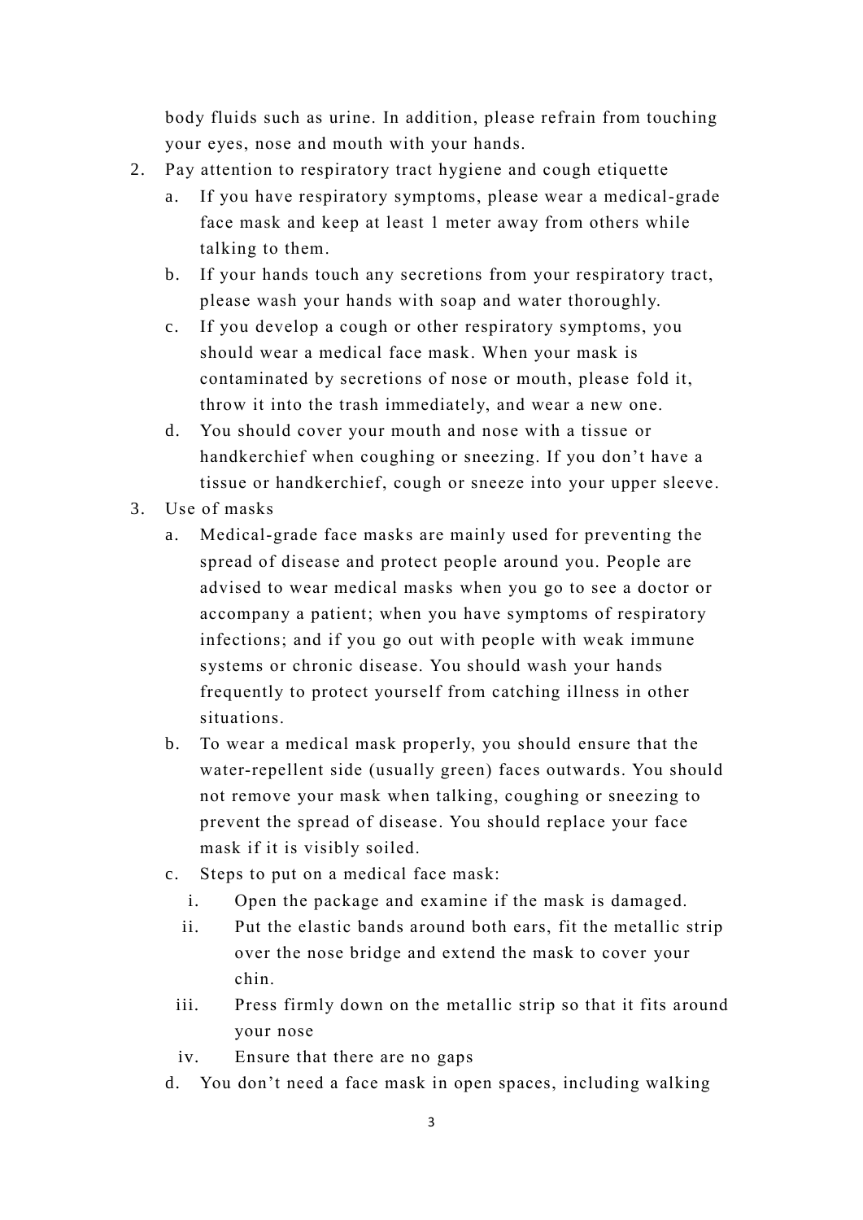body fluids such as urine. In addition, please refrain from touching your eyes, nose and mouth with your hands.

2. Pay attention to respiratory tract hygiene and cough etiquette
   a. If you have respiratory symptoms, please wear a medical-grade face mask and keep at least 1 meter away from others while talking to them.
   b. If your hands touch any secretions from your respiratory tract, please wash your hands with soap and water thoroughly.
   c. If you develop a cough or other respiratory symptoms, you should wear a medical face mask. When your mask is contaminated by secretions of nose or mouth, please fold it, throw it into the trash immediately, and wear a new one.
   d. You should cover your mouth and nose with a tissue or handkerchief when coughing or sneezing. If you don't have a tissue or handkerchief, cough or sneeze into your upper sleeve.
3. Use of masks
   a. Medical-grade face masks are mainly used for preventing the spread of disease and protect people around you. People are advised to wear medical masks when you go to see a doctor or accompany a patient; when you have symptoms of respiratory infections; and if you go out with people with weak immune systems or chronic disease. You should wash your hands frequently to protect yourself from catching illness in other situations.
   b. To wear a medical mask properly, you should ensure that the water-repellent side (usually green) faces outwards. You should not remove your mask when talking, coughing or sneezing to prevent the spread of disease. You should replace your face mask if it is visibly soiled.
   c. Steps to put on a medical face mask:
      i. Open the package and examine if the mask is damaged.
      ii. Put the elastic bands around both ears, fit the metallic strip over the nose bridge and extend the mask to cover your chin.
      iii. Press firmly down on the metallic strip so that it fits around your nose
      iv. Ensure that there are no gaps
   d. You don't need a face mask in open spaces, including walking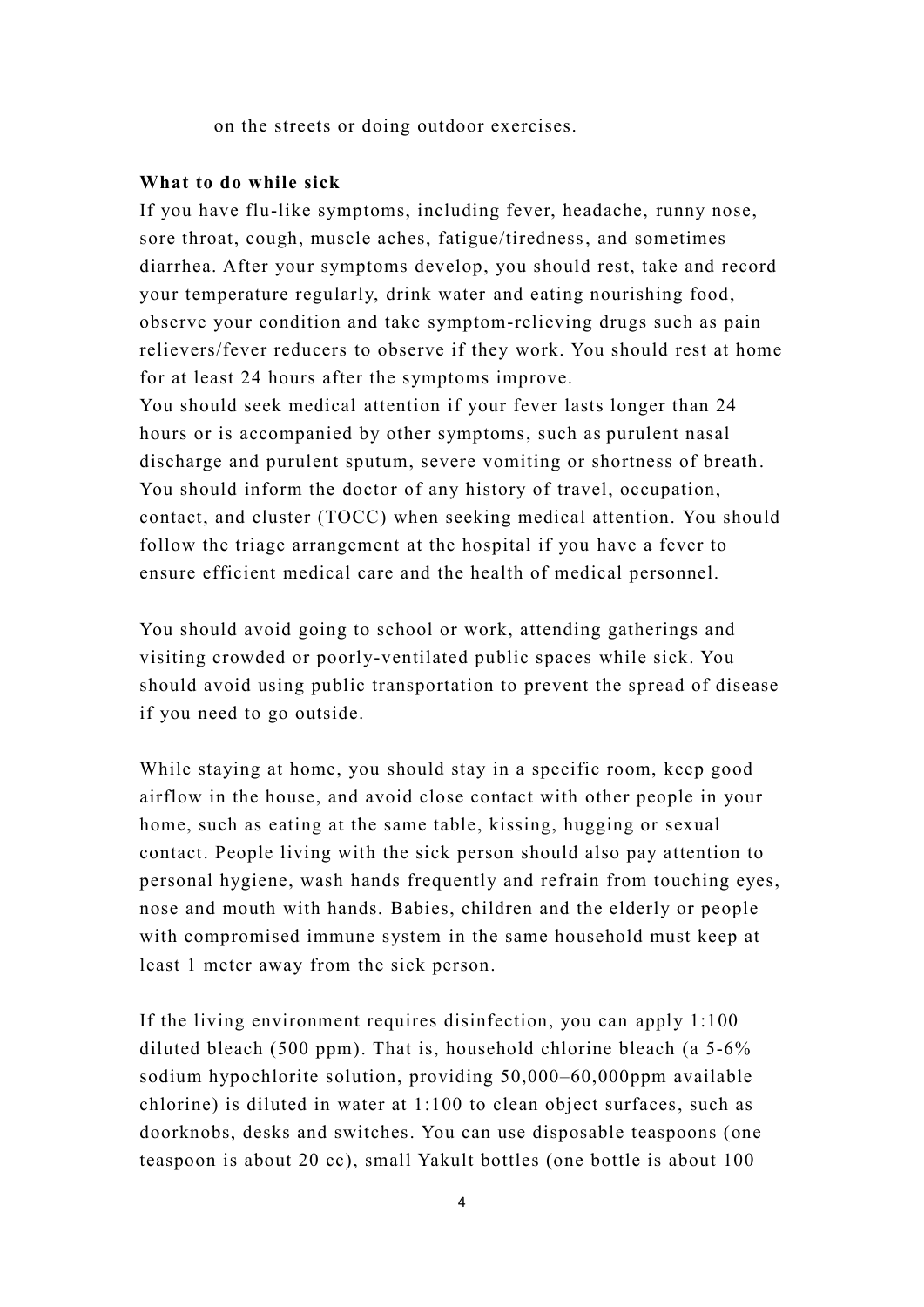on the streets or doing outdoor exercises.

**What to do while sick**

If you have flu-like symptoms, including fever, headache, runny nose, sore throat, cough, muscle aches, fatigue/tiredness, and sometimes diarrhea. After your symptoms develop, you should rest, take and record your temperature regularly, drink water and eating nourishing food, observe your condition and take symptom-relieving drugs such as pain relievers/fever reducers to observe if they work. You should rest at home for at least 24 hours after the symptoms improve.

You should seek medical attention if your fever lasts longer than 24 hours or is accompanied by other symptoms, such as purulent nasal discharge and purulent sputum, severe vomiting or shortness of breath. You should inform the doctor of any history of travel, occupation, contact, and cluster (TOCC) when seeking medical attention. You should follow the triage arrangement at the hospital if you have a fever to ensure efficient medical care and the health of medical personnel.

You should avoid going to school or work, attending gatherings and visiting crowded or poorly-ventilated public spaces while sick. You should avoid using public transportation to prevent the spread of disease if you need to go outside.

While staying at home, you should stay in a specific room, keep good airflow in the house, and avoid close contact with other people in your home, such as eating at the same table, kissing, hugging or sexual contact. People living with the sick person should also pay attention to personal hygiene, wash hands frequently and refrain from touching eyes, nose and mouth with hands. Babies, children and the elderly or people with compromised immune system in the same household must keep at least 1 meter away from the sick person.

If the living environment requires disinfection, you can apply 1:100 diluted bleach (500 ppm). That is, household chlorine bleach (a 5-6% sodium hypochlorite solution, providing 50,000–60,000ppm available chlorine) is diluted in water at 1:100 to clean object surfaces, such as doorknobs, desks and switches. You can use disposable teaspoons (one teaspoon is about 20 cc), small Yakult bottles (one bottle is about 100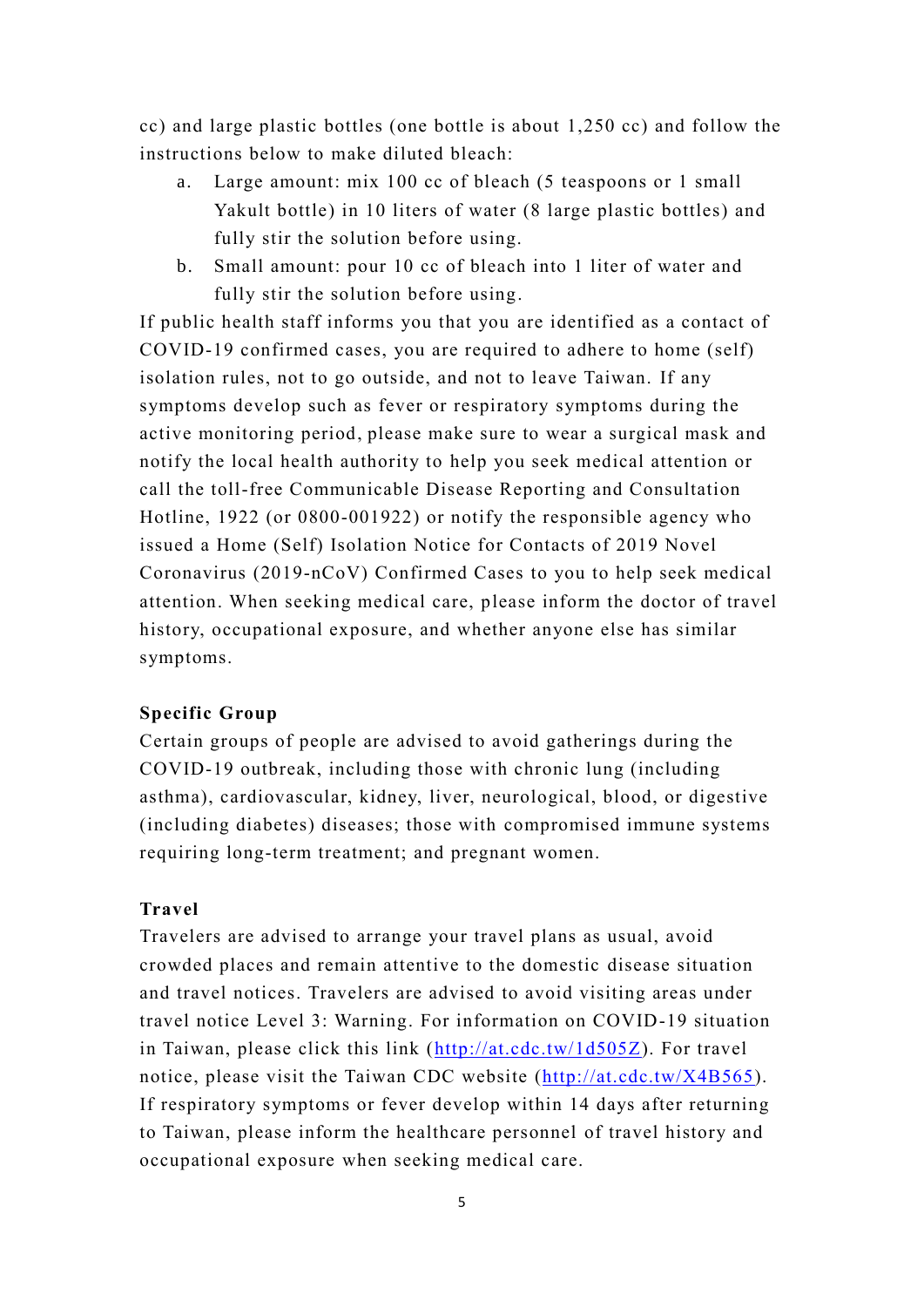cc) and large plastic bottles (one bottle is about 1,250 cc) and follow the instructions below to make diluted bleach:

a. Large amount: mix 100 cc of bleach (5 teaspoons or 1 small Yakult bottle) in 10 liters of water (8 large plastic bottles) and fully stir the solution before using.
b. Small amount: pour 10 cc of bleach into 1 liter of water and fully stir the solution before using.

If public health staff informs you that you are identified as a contact of COVID-19 confirmed cases, you are required to adhere to home (self) isolation rules, not to go outside, and not to leave Taiwan. If any symptoms develop such as fever or respiratory symptoms during the active monitoring period, please make sure to wear a surgical mask and notify the local health authority to help you seek medical attention or call the toll-free Communicable Disease Reporting and Consultation Hotline, 1922 (or 0800-001922) or notify the responsible agency who issued a Home (Self) Isolation Notice for Contacts of 2019 Novel Coronavirus (2019-nCoV) Confirmed Cases to you to help seek medical attention. When seeking medical care, please inform the doctor of travel history, occupational exposure, and whether anyone else has similar symptoms.

**Specific Group**

Certain groups of people are advised to avoid gatherings during the COVID-19 outbreak, including those with chronic lung (including asthma), cardiovascular, kidney, liver, neurological, blood, or digestive (including diabetes) diseases; those with compromised immune systems requiring long-term treatment; and pregnant women.

**Travel**

Travelers are advised to arrange your travel plans as usual, avoid crowded places and remain attentive to the domestic disease situation and travel notices. Travelers are advised to avoid visiting areas under travel notice Level 3: Warning. For information on COVID-19 situation in Taiwan, please click this link (http://at.cdc.tw/1d505Z). For travel notice, please visit the Taiwan CDC website (http://at.cdc.tw/X4B565). If respiratory symptoms or fever develop within 14 days after returning to Taiwan, please inform the healthcare personnel of travel history and occupational exposure when seeking medical care.